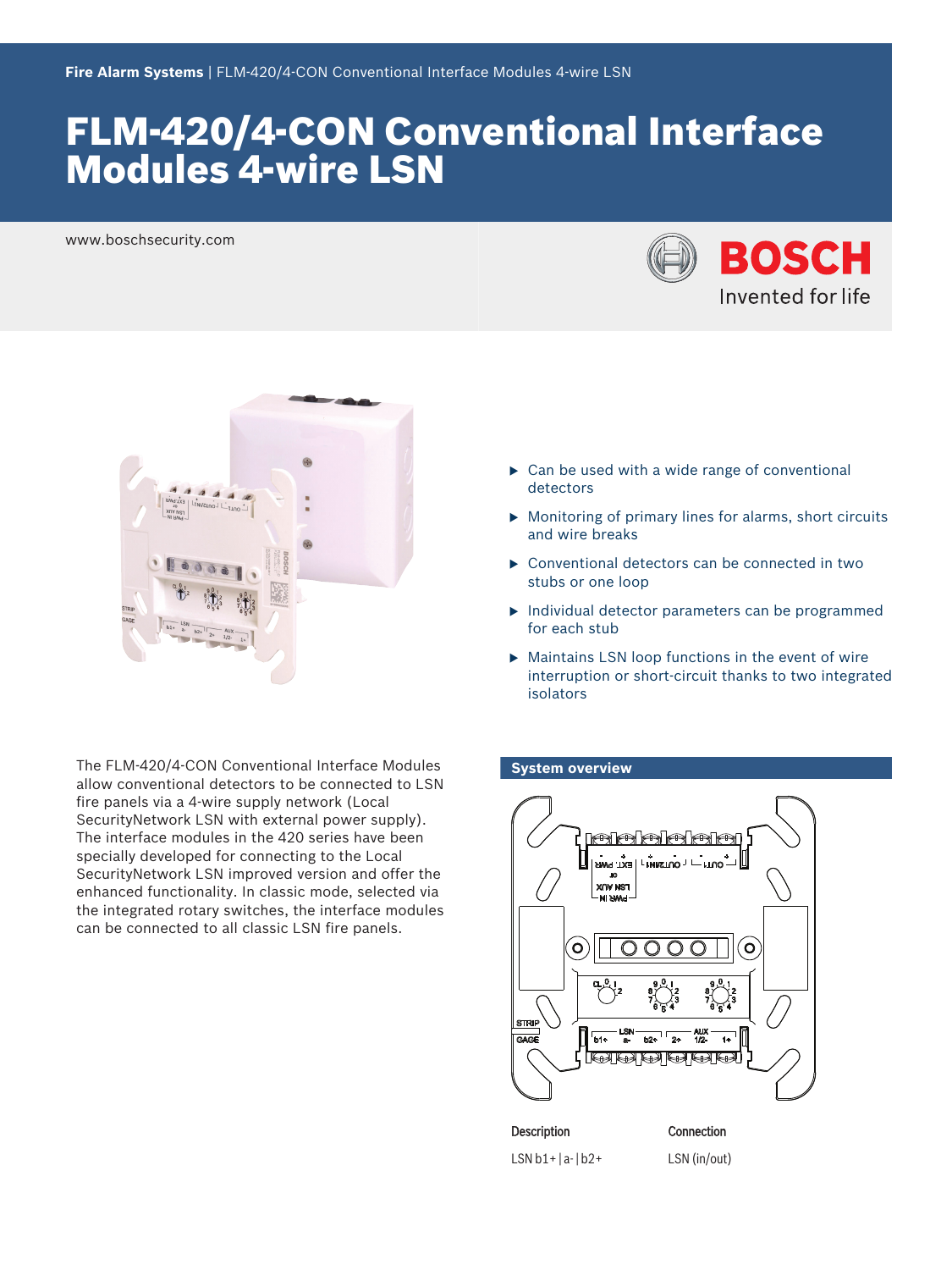**Fire Alarm Systems** | FLM-420/4-CON Conventional Interface Modules 4-wire LSN

# FLM-420/4-CON Conventional Interface Modules 4-wire LSN

www.boschsecurity.com

BOSCH
Invented for life

- Can be used with a wide range of conventional detectors
- Monitoring of primary lines for alarms, short circuits and wire breaks
- Conventional detectors can be connected in two stubs or one loop
- Individual detector parameters can be programmed for each stub
- Maintains LSN loop functions in the event of wire interruption or short-circuit thanks to two integrated isolators

The FLM-420/4-CON Conventional Interface Modules allow conventional detectors to be connected to LSN fire panels via a 4-wire supply network (Local SecurityNetwork LSN with external power supply). The interface modules in the 420 series have been specially developed for connecting to the Local SecurityNetwork LSN improved version and offer the enhanced functionality. In classic mode, selected via the integrated rotary switches, the interface modules can be connected to all classic LSN fire panels.

## System overview

| Description | Connection |
|---|---|
| LSN b1+ \| a- \| b2+ | LSN (in/out) |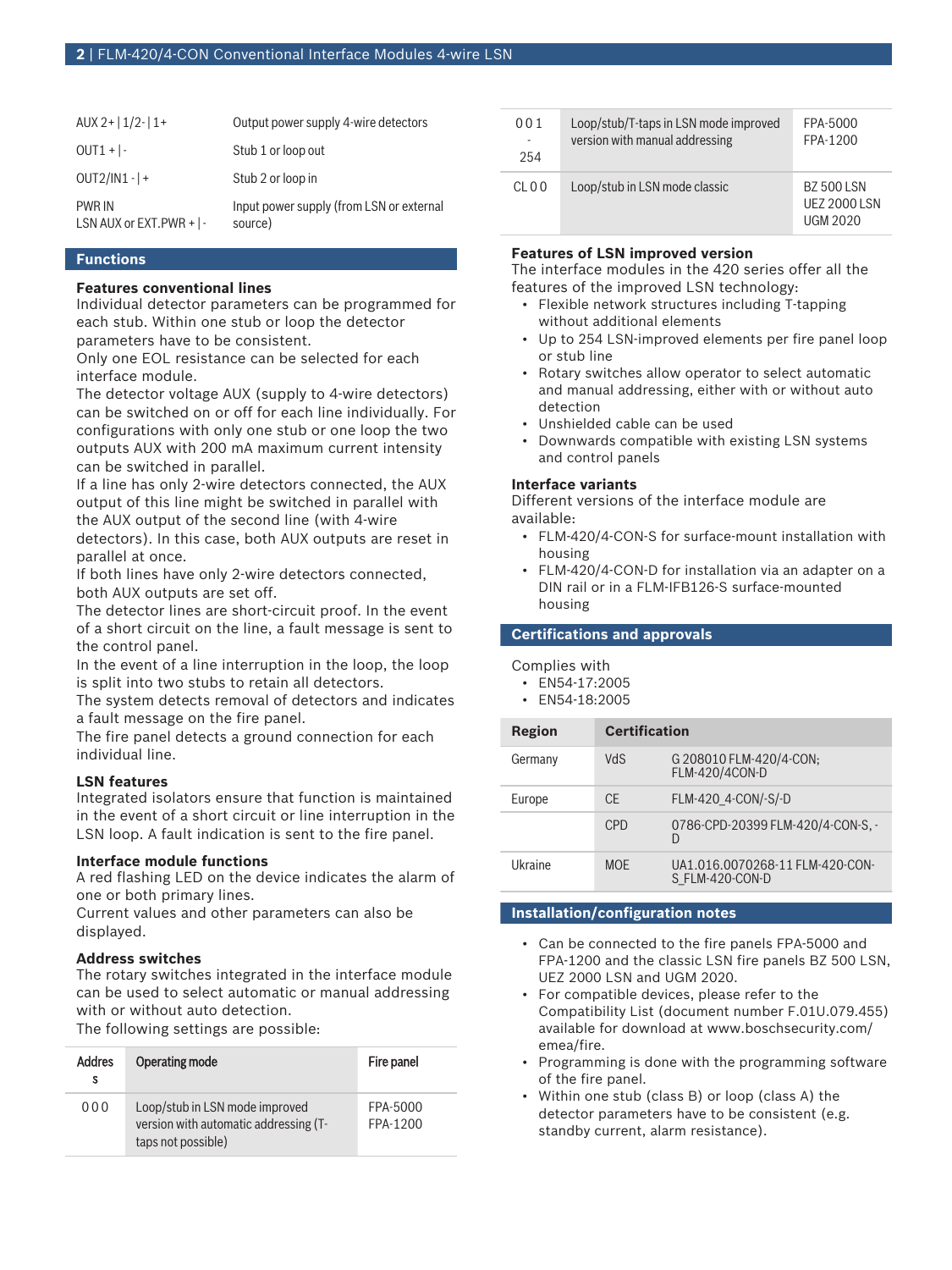| | |
|---|---|
| AUX 2+ \| 1/2- \| 1+ | Output power supply 4-wire detectors |
| OUT1 + \| - | Stub 1 or loop out |
| OUT2/IN1 - \| + | Stub 2 or loop in |
| PWR IN<br>LSN AUX or EXT.PWR + \| - | Input power supply (from LSN or external source) |

## Functions

### Features conventional lines

Individual detector parameters can be programmed for each stub. Within one stub or loop the detector parameters have to be consistent.
Only one EOL resistance can be selected for each interface module.
The detector voltage AUX (supply to 4-wire detectors) can be switched on or off for each line individually. For configurations with only one stub or one loop the two outputs AUX with 200 mA maximum current intensity can be switched in parallel.
If a line has only 2-wire detectors connected, the AUX output of this line might be switched in parallel with the AUX output of the second line (with 4-wire detectors). In this case, both AUX outputs are reset in parallel at once.
If both lines have only 2-wire detectors connected, both AUX outputs are set off.
The detector lines are short-circuit proof. In the event of a short circuit on the line, a fault message is sent to the control panel.
In the event of a line interruption in the loop, the loop is split into two stubs to retain all detectors.
The system detects removal of detectors and indicates a fault message on the fire panel.
The fire panel detects a ground connection for each individual line.

### LSN features

Integrated isolators ensure that function is maintained in the event of a short circuit or line interruption in the LSN loop. A fault indication is sent to the fire panel.

### Interface module functions

A red flashing LED on the device indicates the alarm of one or both primary lines.
Current values and other parameters can also be displayed.

### Address switches

The rotary switches integrated in the interface module can be used to select automatic or manual addressing with or without auto detection.
The following settings are possible:

| Address | Operating mode | Fire panel |
|---|---|---|
| 0 0 0 | Loop/stub in LSN mode improved version with automatic addressing (T-taps not possible) | FPA-5000<br>FPA-1200 |
| 0 0 1<br>-<br>254 | Loop/stub/T-taps in LSN mode improved version with manual addressing | FPA-5000<br>FPA-1200 |
| CL 0 0 | Loop/stub in LSN mode classic | BZ 500 LSN<br>UEZ 2000 LSN<br>UGM 2020 |

### Features of LSN improved version

The interface modules in the 420 series offer all the features of the improved LSN technology:

- Flexible network structures including T-tapping without additional elements
- Up to 254 LSN-improved elements per fire panel loop or stub line
- Rotary switches allow operator to select automatic and manual addressing, either with or without auto detection
- Unshielded cable can be used
- Downwards compatible with existing LSN systems and control panels

### Interface variants

Different versions of the interface module are available:

- FLM-420/4-CON-S for surface-mount installation with housing
- FLM-420/4-CON-D for installation via an adapter on a DIN rail or in a FLM-IFB126-S surface-mounted housing

## Certifications and approvals

Complies with

- EN54-17:2005
- EN54-18:2005

| Region | Certification | |
|---|---|---|
| Germany | VdS | G 208010 FLM-420/4-CON; FLM-420/4CON-D |
| Europe | CE | FLM-420_4-CON/-S/-D |
| | CPD | 0786-CPD-20399 FLM-420/4-CON-S, -D |
| Ukraine | MOE | UA1.016.0070268-11 FLM-420-CON-S_FLM-420-CON-D |

## Installation/configuration notes

- Can be connected to the fire panels FPA-5000 and FPA-1200 and the classic LSN fire panels BZ 500 LSN, UEZ 2000 LSN and UGM 2020.
- For compatible devices, please refer to the Compatibility List (document number F.01U.079.455) available for download at www.boschsecurity.com/emea/fire.
- Programming is done with the programming software of the fire panel.
- Within one stub (class B) or loop (class A) the detector parameters have to be consistent (e.g. standby current, alarm resistance).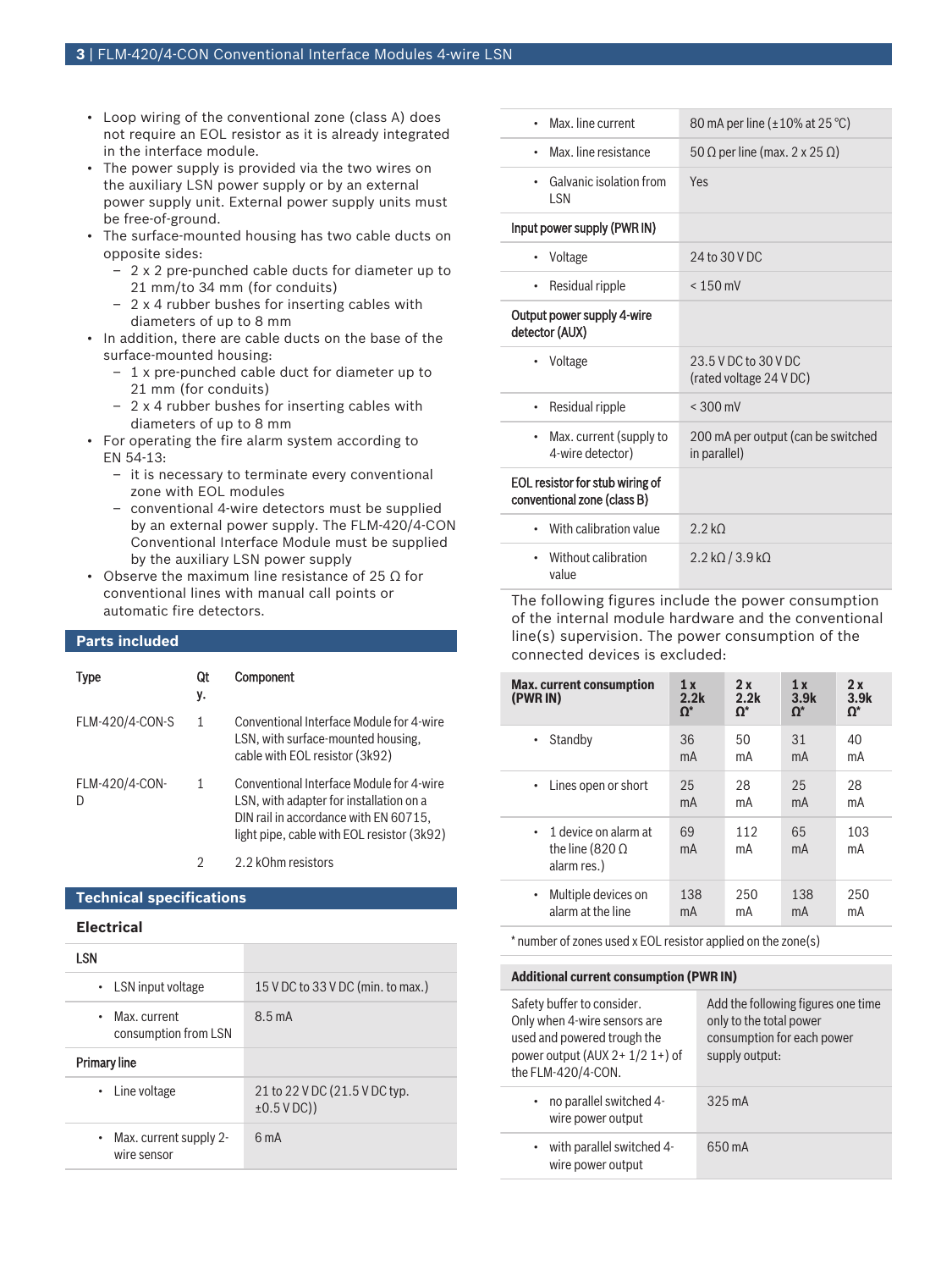- Loop wiring of the conventional zone (class A) does not require an EOL resistor as it is already integrated in the interface module.
- The power supply is provided via the two wires on the auxiliary LSN power supply or by an external power supply unit. External power supply units must be free-of-ground.
- The surface-mounted housing has two cable ducts on opposite sides:
  - 2 x 2 pre-punched cable ducts for diameter up to 21 mm/to 34 mm (for conduits)
  - 2 x 4 rubber bushes for inserting cables with diameters of up to 8 mm
- In addition, there are cable ducts on the base of the surface-mounted housing:
  - 1 x pre-punched cable duct for diameter up to 21 mm (for conduits)
  - 2 x 4 rubber bushes for inserting cables with diameters of up to 8 mm
- For operating the fire alarm system according to EN 54-13:
  - it is necessary to terminate every conventional zone with EOL modules
  - conventional 4-wire detectors must be supplied by an external power supply. The FLM-420/4-CON Conventional Interface Module must be supplied by the auxiliary LSN power supply
- Observe the maximum line resistance of 25 Ω for conventional lines with manual call points or automatic fire detectors.

## Parts included

| Type | Qty. | Component |
|---|---|---|
| FLM-420/4-CON-S | 1 | Conventional Interface Module for 4-wire LSN, with surface-mounted housing, cable with EOL resistor (3k92) |
| FLM-420/4-CON-D | 1 | Conventional Interface Module for 4-wire LSN, with adapter for installation on a DIN rail in accordance with EN 60715, light pipe, cable with EOL resistor (3k92) |
| | 2 | 2.2 kOhm resistors |

## Technical specifications

### Electrical

| | |
|---|---|
| **LSN** | |
| • LSN input voltage | 15 V DC to 33 V DC (min. to max.) |
| • Max. current consumption from LSN | 8.5 mA |
| **Primary line** | |
| • Line voltage | 21 to 22 V DC (21.5 V DC typ. ±0.5 V DC)) |
| • Max. current supply 2-wire sensor | 6 mA |
| • Max. line current | 80 mA per line (±10% at 25 °C) |
| • Max. line resistance | 50 Ω per line (max. 2 x 25 Ω) |
| • Galvanic isolation from LSN | Yes |
| **Input power supply (PWR IN)** | |
| • Voltage | 24 to 30 V DC |
| • Residual ripple | < 150 mV |
| **Output power supply 4-wire detector (AUX)** | |
| • Voltage | 23.5 V DC to 30 V DC (rated voltage 24 V DC) |
| • Residual ripple | < 300 mV |
| • Max. current (supply to 4-wire detector) | 200 mA per output (can be switched in parallel) |
| **EOL resistor for stub wiring of conventional zone (class B)** | |
| • With calibration value | 2.2 kΩ |
| • Without calibration value | 2.2 kΩ / 3.9 kΩ |

The following figures include the power consumption of the internal module hardware and the conventional line(s) supervision. The power consumption of the connected devices is excluded:

| Max. current consumption (PWR IN) | 1 x 2.2k Ω* | 2 x 2.2k Ω* | 1 x 3.9k Ω* | 2 x 3.9k Ω* |
|---|---|---|---|---|
| • Standby | 36 mA | 50 mA | 31 mA | 40 mA |
| • Lines open or short | 25 mA | 28 mA | 25 mA | 28 mA |
| • 1 device on alarm at the line (820 Ω alarm res.) | 69 mA | 112 mA | 65 mA | 103 mA |
| • Multiple devices on alarm at the line | 138 mA | 250 mA | 138 mA | 250 mA |

* number of zones used x EOL resistor applied on the zone(s)

| Additional current consumption (PWR IN) | |
|---|---|
| Safety buffer to consider. Only when 4-wire sensors are used and powered trough the power output (AUX 2+ 1/2 1+) of the FLM-420/4-CON. | Add the following figures one time only to the total power consumption for each power supply output: |
| • no parallel switched 4-wire power output | 325 mA |
| • with parallel switched 4-wire power output | 650 mA |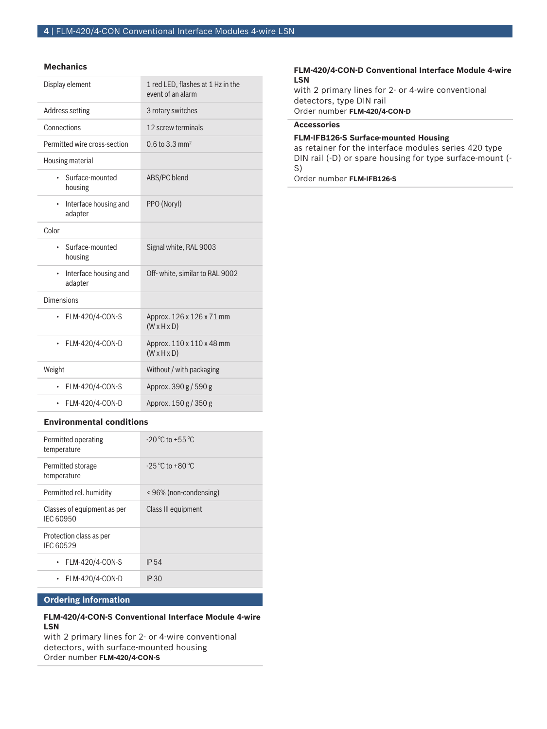### Mechanics

| | |
|---|---|
| Display element | 1 red LED, flashes at 1 Hz in the event of an alarm |
| Address setting | 3 rotary switches |
| Connections | 12 screw terminals |
| Permitted wire cross-section | 0.6 to 3.3 mm$^2$ |
| Housing material | |
| • Surface-mounted housing | ABS/PC blend |
| • Interface housing and adapter | PPO (Noryl) |
| Color | |
| • Surface-mounted housing | Signal white, RAL 9003 |
| • Interface housing and adapter | Off- white, similar to RAL 9002 |
| Dimensions | |
| • FLM-420/4-CON-S | Approx. 126 x 126 x 71 mm (W x H x D) |
| • FLM-420/4-CON-D | Approx. 110 x 110 x 48 mm (W x H x D) |
| Weight | Without / with packaging |
| • FLM-420/4-CON-S | Approx. 390 g / 590 g |
| • FLM-420/4-CON-D | Approx. 150 g / 350 g |

### Environmental conditions

| | |
|---|---|
| Permitted operating temperature | -20 °C to +55 °C |
| Permitted storage temperature | -25 °C to +80 °C |
| Permitted rel. humidity | < 96% (non-condensing) |
| Classes of equipment as per IEC 60950 | Class III equipment |
| Protection class as per IEC 60529 | |
| • FLM-420/4-CON-S | IP 54 |
| • FLM-420/4-CON-D | IP 30 |

## Ordering information

**FLM-420/4-CON-S Conventional Interface Module 4-wire LSN**
with 2 primary lines for 2- or 4-wire conventional detectors, with surface-mounted housing
Order number **FLM-420/4-CON-S**

**FLM-420/4-CON-D Conventional Interface Module 4-wire LSN**
with 2 primary lines for 2- or 4-wire conventional detectors, type DIN rail
Order number **FLM-420/4-CON-D**

**Accessories**

**FLM-IFB126-S Surface-mounted Housing**
as retainer for the interface modules series 420 type DIN rail (-D) or spare housing for type surface-mount (-S)
Order number **FLM-IFB126-S**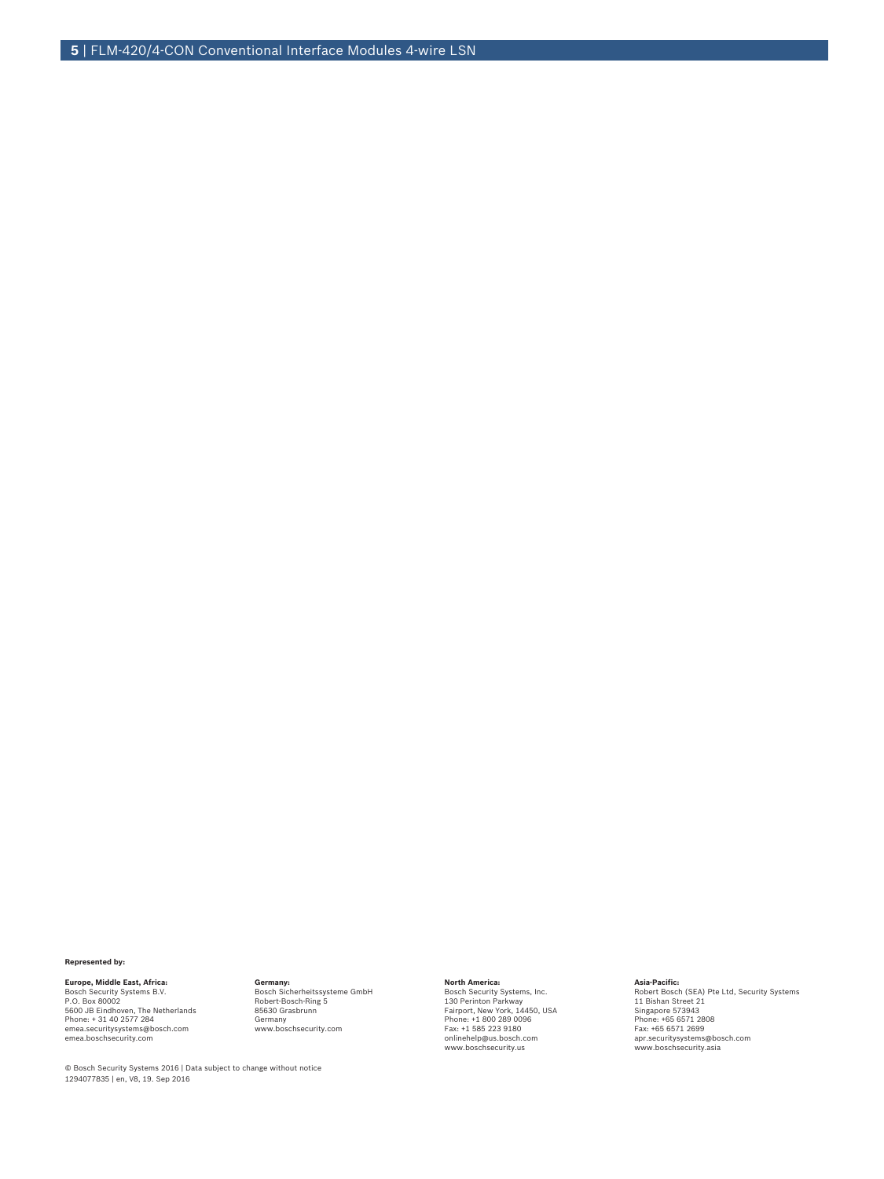**Represented by:**

**Europe, Middle East, Africa:**
Bosch Security Systems B.V.
P.O. Box 80002
5600 JB Eindhoven, The Netherlands
Phone: + 31 40 2577 284
emea.securitysystems@bosch.com
emea.boschsecurity.com

**Germany:**
Bosch Sicherheitssysteme GmbH
Robert-Bosch-Ring 5
85630 Grasbrunn
Germany
www.boschsecurity.com

**North America:**
Bosch Security Systems, Inc.
130 Perinton Parkway
Fairport, New York, 14450, USA
Phone: +1 800 289 0096
Fax: +1 585 223 9180
onlinehelp@us.bosch.com
www.boschsecurity.us

**Asia-Pacific:**
Robert Bosch (SEA) Pte Ltd, Security Systems
11 Bishan Street 21
Singapore 573943
Phone: +65 6571 2808
Fax: +65 6571 2699
apr.securitysystems@bosch.com
www.boschsecurity.asia

© Bosch Security Systems 2016 | Data subject to change without notice
1294077835 | en, V8, 19. Sep 2016